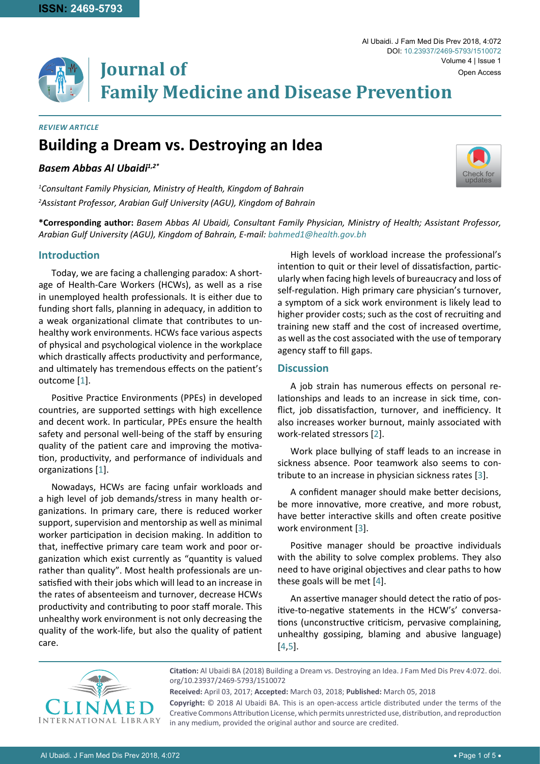*REVIEW ARTICLE*

# Building a Dream vs. Destroying an Idea

***Basem Abbas Al Ubaidi*[1,2*]**

[1]*Consultant Family Physician, Ministry of Health, Kingdom of Bahrain*

[2]*Assistant Professor, Arabian Gulf University (AGU), Kingdom of Bahrain*

**\*Corresponding author:** *Basem Abbas Al Ubaidi, Consultant Family Physician, Ministry of Health; Assistant Professor, Arabian Gulf University (AGU), Kingdom of Bahrain, E-mail: bahmed1@health.gov.bh*

## Introduction

Today, we are facing a challenging paradox: A shortage of Health-Care Workers (HCWs), as well as a rise in unemployed health professionals. It is either due to funding short falls, planning in adequacy, in addition to a weak organizational climate that contributes to unhealthy work environments. HCWs face various aspects of physical and psychological violence in the workplace which drastically affects productivity and performance, and ultimately has tremendous effects on the patient's outcome [1].

Positive Practice Environments (PPEs) in developed countries, are supported settings with high excellence and decent work. In particular, PPEs ensure the health safety and personal well-being of the staff by ensuring quality of the patient care and improving the motivation, productivity, and performance of individuals and organizations [1].

Nowadays, HCWs are facing unfair workloads and a high level of job demands/stress in many health organizations. In primary care, there is reduced worker support, supervision and mentorship as well as minimal worker participation in decision making. In addition to that, ineffective primary care team work and poor organization which exist currently as "quantity is valued rather than quality". Most health professionals are unsatisfied with their jobs which will lead to an increase in the rates of absenteeism and turnover, decrease HCWs productivity and contributing to poor staff morale. This unhealthy work environment is not only decreasing the quality of the work-life, but also the quality of patient care.

High levels of workload increase the professional's intention to quit or their level of dissatisfaction, particularly when facing high levels of bureaucracy and loss of self-regulation. High primary care physician's turnover, a symptom of a sick work environment is likely lead to higher provider costs; such as the cost of recruiting and training new staff and the cost of increased overtime, as well as the cost associated with the use of temporary agency staff to fill gaps.

## Discussion

A job strain has numerous effects on personal relationships and leads to an increase in sick time, conflict, job dissatisfaction, turnover, and inefficiency. It also increases worker burnout, mainly associated with work-related stressors [2].

Work place bullying of staff leads to an increase in sickness absence. Poor teamwork also seems to contribute to an increase in physician sickness rates [3].

A confident manager should make better decisions, be more innovative, more creative, and more robust, have better interactive skills and often create positive work environment [3].

Positive manager should be proactive individuals with the ability to solve complex problems. They also need to have original objectives and clear paths to how these goals will be met [4].

An assertive manager should detect the ratio of positive-to-negative statements in the HCW's' conversations (unconstructive criticism, pervasive complaining, unhealthy gossiping, blaming and abusive language) [4,5].

**Citation:** Al Ubaidi BA (2018) Building a Dream vs. Destroying an Idea. J Fam Med Dis Prev 4:072. doi.org/10.23937/2469-5793/1510072

**Received:** April 03, 2017; **Accepted:** March 03, 2018; **Published:** March 05, 2018

**Copyright:** © 2018 Al Ubaidi BA. This is an open-access article distributed under the terms of the Creative Commons Attribution License, which permits unrestricted use, distribution, and reproduction in any medium, provided the original author and source are credited.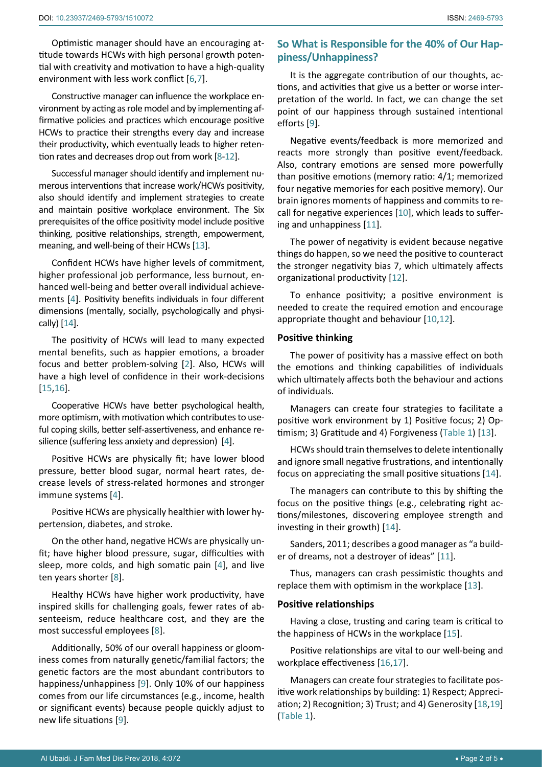Optimistic manager should have an encouraging attitude towards HCWs with high personal growth potential with creativity and motivation to have a high-quality environment with less work conflict [6,7].

Constructive manager can influence the workplace environment by acting as role model and by implementing affirmative policies and practices which encourage positive HCWs to practice their strengths every day and increase their productivity, which eventually leads to higher retention rates and decreases drop out from work [8-12].

Successful manager should identify and implement numerous interventions that increase work/HCWs positivity, also should identify and implement strategies to create and maintain positive workplace environment. The Six prerequisites of the office positivity model include positive thinking, positive relationships, strength, empowerment, meaning, and well-being of their HCWs [13].

Confident HCWs have higher levels of commitment, higher professional job performance, less burnout, enhanced well-being and better overall individual achievements [4]. Positivity benefits individuals in four different dimensions (mentally, socially, psychologically and physically) [14].

The positivity of HCWs will lead to many expected mental benefits, such as happier emotions, a broader focus and better problem-solving [2]. Also, HCWs will have a high level of confidence in their work-decisions [15,16].

Cooperative HCWs have better psychological health, more optimism, with motivation which contributes to useful coping skills, better self-assertiveness, and enhance resilience (suffering less anxiety and depression) [4].

Positive HCWs are physically fit; have lower blood pressure, better blood sugar, normal heart rates, decrease levels of stress-related hormones and stronger immune systems [4].

Positive HCWs are physically healthier with lower hypertension, diabetes, and stroke.

On the other hand, negative HCWs are physically unfit; have higher blood pressure, sugar, difficulties with sleep, more colds, and high somatic pain [4], and live ten years shorter [8].

Healthy HCWs have higher work productivity, have inspired skills for challenging goals, fewer rates of absenteeism, reduce healthcare cost, and they are the most successful employees [8].

Additionally, 50% of our overall happiness or gloominess comes from naturally genetic/familial factors; the genetic factors are the most abundant contributors to happiness/unhappiness [9]. Only 10% of our happiness comes from our life circumstances (e.g., income, health or significant events) because people quickly adjust to new life situations [9].

## So What is Responsible for the 40% of Our Happiness/Unhappiness?

It is the aggregate contribution of our thoughts, actions, and activities that give us a better or worse interpretation of the world. In fact, we can change the set point of our happiness through sustained intentional efforts [9].

Negative events/feedback is more memorized and reacts more strongly than positive event/feedback. Also, contrary emotions are sensed more powerfully than positive emotions (memory ratio: 4/1; memorized four negative memories for each positive memory). Our brain ignores moments of happiness and commits to recall for negative experiences [10], which leads to suffering and unhappiness [11].

The power of negativity is evident because negative things do happen, so we need the positive to counteract the stronger negativity bias 7, which ultimately affects organizational productivity [12].

To enhance positivity; a positive environment is needed to create the required emotion and encourage appropriate thought and behaviour [10,12].

### Positive thinking

The power of positivity has a massive effect on both the emotions and thinking capabilities of individuals which ultimately affects both the behaviour and actions of individuals.

Managers can create four strategies to facilitate a positive work environment by 1) Positive focus; 2) Optimism; 3) Gratitude and 4) Forgiveness (Table 1) [13].

HCWs should train themselves to delete intentionally and ignore small negative frustrations, and intentionally focus on appreciating the small positive situations [14].

The managers can contribute to this by shifting the focus on the positive things (e.g., celebrating right actions/milestones, discovering employee strength and investing in their growth) [14].

Sanders, 2011; describes a good manager as "a builder of dreams, not a destroyer of ideas" [11].

Thus, managers can crash pessimistic thoughts and replace them with optimism in the workplace [13].

### Positive relationships

Having a close, trusting and caring team is critical to the happiness of HCWs in the workplace [15].

Positive relationships are vital to our well-being and workplace effectiveness [16,17].

Managers can create four strategies to facilitate positive work relationships by building: 1) Respect; Appreciation; 2) Recognition; 3) Trust; and 4) Generosity [18,19] (Table 1).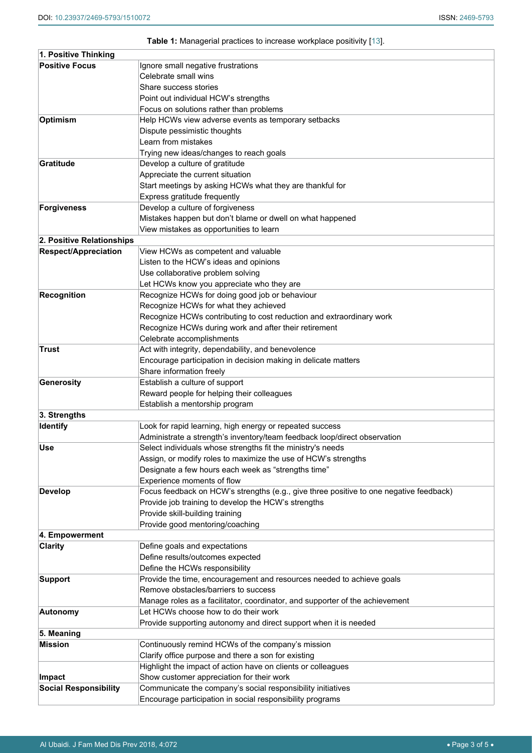**Table 1:** Managerial practices to increase workplace positivity [13].

| | |
|---|---|
| **1. Positive Thinking** | |
| **Positive Focus** | Ignore small negative frustrations |
| | Celebrate small wins |
| | Share success stories |
| | Point out individual HCW's strengths |
| | Focus on solutions rather than problems |
| **Optimism** | Help HCWs view adverse events as temporary setbacks |
| | Dispute pessimistic thoughts |
| | Learn from mistakes |
| | Trying new ideas/changes to reach goals |
| **Gratitude** | Develop a culture of gratitude |
| | Appreciate the current situation |
| | Start meetings by asking HCWs what they are thankful for |
| | Express gratitude frequently |
| **Forgiveness** | Develop a culture of forgiveness |
| | Mistakes happen but don't blame or dwell on what happened |
| | View mistakes as opportunities to learn |
| **2. Positive Relationships** | |
| **Respect/Appreciation** | View HCWs as competent and valuable |
| | Listen to the HCW's ideas and opinions |
| | Use collaborative problem solving |
| | Let HCWs know you appreciate who they are |
| **Recognition** | Recognize HCWs for doing good job or behaviour |
| | Recognize HCWs for what they achieved |
| | Recognize HCWs contributing to cost reduction and extraordinary work |
| | Recognize HCWs during work and after their retirement |
| | Celebrate accomplishments |
| **Trust** | Act with integrity, dependability, and benevolence |
| | Encourage participation in decision making in delicate matters |
| | Share information freely |
| **Generosity** | Establish a culture of support |
| | Reward people for helping their colleagues |
| | Establish a mentorship program |
| **3. Strengths** | |
| **Identify** | Look for rapid learning, high energy or repeated success |
| | Administrate a strength's inventory/team feedback loop/direct observation |
| **Use** | Select individuals whose strengths fit the ministry's needs |
| | Assign, or modify roles to maximize the use of HCW's strengths |
| | Designate a few hours each week as "strengths time" |
| | Experience moments of flow |
| **Develop** | Focus feedback on HCW's strengths (e.g., give three positive to one negative feedback) |
| | Provide job training to develop the HCW's strengths |
| | Provide skill-building training |
| | Provide good mentoring/coaching |
| **4. Empowerment** | |
| **Clarity** | Define goals and expectations |
| | Define results/outcomes expected |
| | Define the HCWs responsibility |
| **Support** | Provide the time, encouragement and resources needed to achieve goals |
| | Remove obstacles/barriers to success |
| | Manage roles as a facilitator, coordinator, and supporter of the achievement |
| **Autonomy** | Let HCWs choose how to do their work |
| | Provide supporting autonomy and direct support when it is needed |
| **5. Meaning** | |
| **Mission** | Continuously remind HCWs of the company's mission |
| | Clarify office purpose and there a son for existing |
| | Highlight the impact of action have on clients or colleagues |
| **Impact** | Show customer appreciation for their work |
| **Social Responsibility** | Communicate the company's social responsibility initiatives |
| | Encourage participation in social responsibility programs |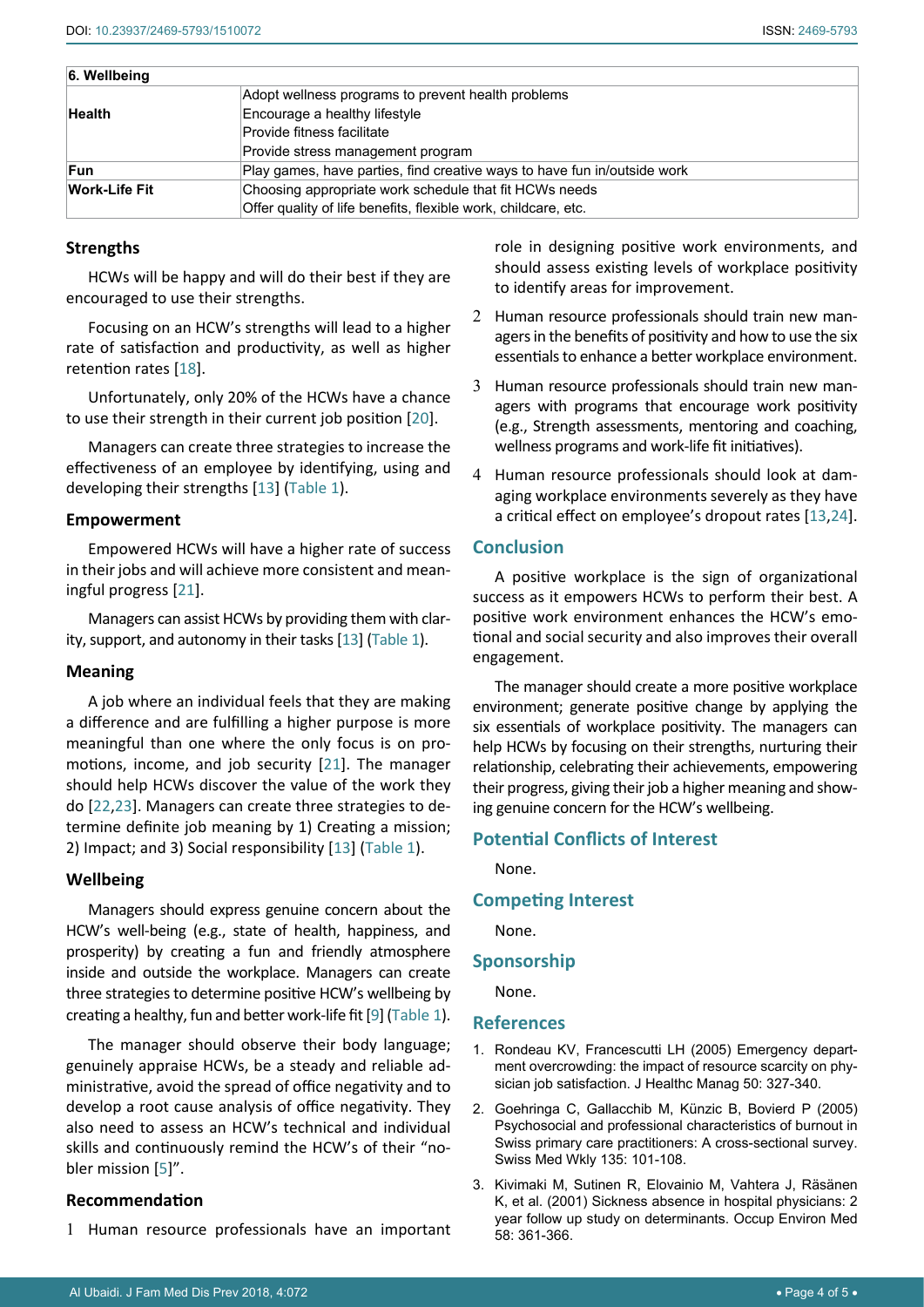| 6. Wellbeing | |
|---|---|
| **Health** | Adopt wellness programs to prevent health problems |
| | Encourage a healthy lifestyle |
| | Provide fitness facilitate |
| | Provide stress management program |
| **Fun** | Play games, have parties, find creative ways to have fun in/outside work |
| **Work-Life Fit** | Choosing appropriate work schedule that fit HCWs needs |
| | Offer quality of life benefits, flexible work, childcare, etc. |

### Strengths

HCWs will be happy and will do their best if they are encouraged to use their strengths.

Focusing on an HCW's strengths will lead to a higher rate of satisfaction and productivity, as well as higher retention rates [18].

Unfortunately, only 20% of the HCWs have a chance to use their strength in their current job position [20].

Managers can create three strategies to increase the effectiveness of an employee by identifying, using and developing their strengths [13] (Table 1).

### Empowerment

Empowered HCWs will have a higher rate of success in their jobs and will achieve more consistent and meaningful progress [21].

Managers can assist HCWs by providing them with clarity, support, and autonomy in their tasks [13] (Table 1).

### Meaning

A job where an individual feels that they are making a difference and are fulfilling a higher purpose is more meaningful than one where the only focus is on promotions, income, and job security [21]. The manager should help HCWs discover the value of the work they do [22,23]. Managers can create three strategies to determine definite job meaning by 1) Creating a mission; 2) Impact; and 3) Social responsibility [13] (Table 1).

### Wellbeing

Managers should express genuine concern about the HCW's well-being (e.g., state of health, happiness, and prosperity) by creating a fun and friendly atmosphere inside and outside the workplace. Managers can create three strategies to determine positive HCW's wellbeing by creating a healthy, fun and better work-life fit [9] (Table 1).

The manager should observe their body language; genuinely appraise HCWs, be a steady and reliable administrative, avoid the spread of office negativity and to develop a root cause analysis of office negativity. They also need to assess an HCW's technical and individual skills and continuously remind the HCW's of their "nobler mission [5]".

### Recommendation

1. Human resource professionals have an important role in designing positive work environments, and should assess existing levels of workplace positivity to identify areas for improvement.
2. Human resource professionals should train new managers in the benefits of positivity and how to use the six essentials to enhance a better workplace environment.
3. Human resource professionals should train new managers with programs that encourage work positivity (e.g., Strength assessments, mentoring and coaching, wellness programs and work-life fit initiatives).
4. Human resource professionals should look at damaging workplace environments severely as they have a critical effect on employee's dropout rates [13,24].

## Conclusion

A positive workplace is the sign of organizational success as it empowers HCWs to perform their best. A positive work environment enhances the HCW's emotional and social security and also improves their overall engagement.

The manager should create a more positive workplace environment; generate positive change by applying the six essentials of workplace positivity. The managers can help HCWs by focusing on their strengths, nurturing their relationship, celebrating their achievements, empowering their progress, giving their job a higher meaning and showing genuine concern for the HCW's wellbeing.

## Potential Conflicts of Interest

None.

## Competing Interest

None.

## Sponsorship

None.

## References

1. Rondeau KV, Francescutti LH (2005) Emergency department overcrowding: the impact of resource scarcity on physician job satisfaction. J Healthc Manag 50: 327-340.
2. Goehringa C, Gallacchib M, Künzic B, Bovierd P (2005) Psychosocial and professional characteristics of burnout in Swiss primary care practitioners: A cross-sectional survey. Swiss Med Wkly 135: 101-108.
3. Kivimaki M, Sutinen R, Elovainio M, Vahtera J, Räsänen K, et al. (2001) Sickness absence in hospital physicians: 2 year follow up study on determinants. Occup Environ Med 58: 361-366.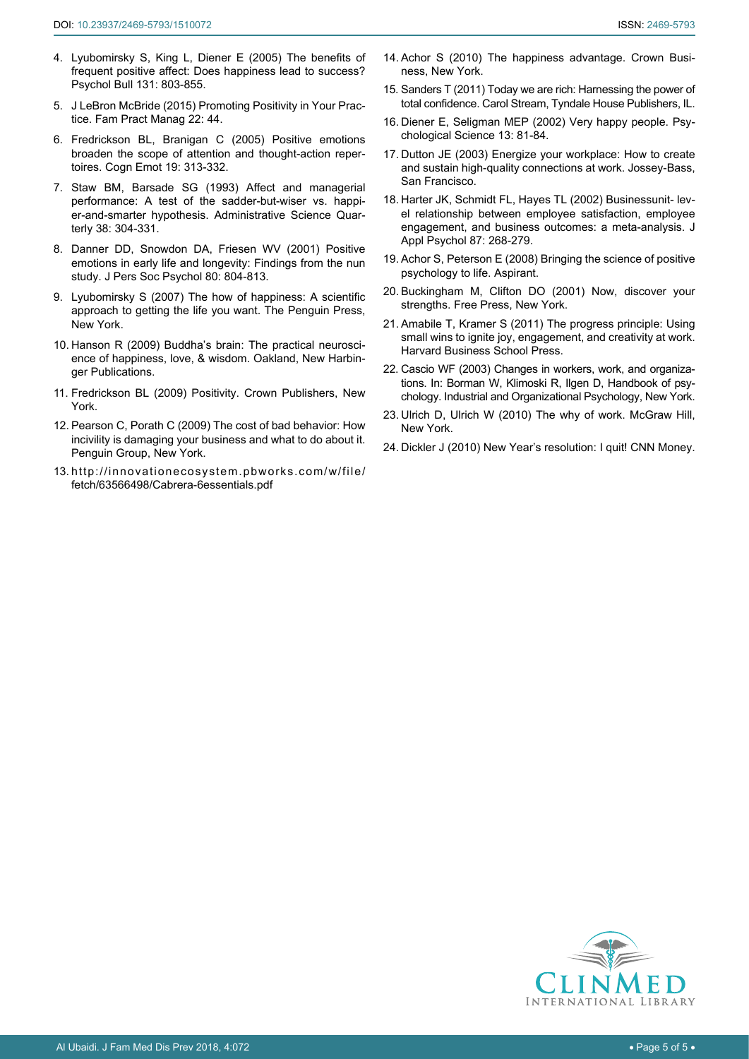4. Lyubomirsky S, King L, Diener E (2005) The benefits of frequent positive affect: Does happiness lead to success? Psychol Bull 131: 803-855.
5. J LeBron McBride (2015) Promoting Positivity in Your Practice. Fam Pract Manag 22: 44.
6. Fredrickson BL, Branigan C (2005) Positive emotions broaden the scope of attention and thought-action repertoires. Cogn Emot 19: 313-332.
7. Staw BM, Barsade SG (1993) Affect and managerial performance: A test of the sadder-but-wiser vs. happier-and-smarter hypothesis. Administrative Science Quarterly 38: 304-331.
8. Danner DD, Snowdon DA, Friesen WV (2001) Positive emotions in early life and longevity: Findings from the nun study. J Pers Soc Psychol 80: 804-813.
9. Lyubomirsky S (2007) The how of happiness: A scientific approach to getting the life you want. The Penguin Press, New York.
10. Hanson R (2009) Buddha's brain: The practical neuroscience of happiness, love, & wisdom. Oakland, New Harbinger Publications.
11. Fredrickson BL (2009) Positivity. Crown Publishers, New York.
12. Pearson C, Porath C (2009) The cost of bad behavior: How incivility is damaging your business and what to do about it. Penguin Group, New York.
13. http://innovationecosystem.pbworks.com/w/file/fetch/63566498/Cabrera-6essentials.pdf
14. Achor S (2010) The happiness advantage. Crown Business, New York.
15. Sanders T (2011) Today we are rich: Harnessing the power of total confidence. Carol Stream, Tyndale House Publishers, IL.
16. Diener E, Seligman MEP (2002) Very happy people. Psychological Science 13: 81-84.
17. Dutton JE (2003) Energize your workplace: How to create and sustain high-quality connections at work. Jossey-Bass, San Francisco.
18. Harter JK, Schmidt FL, Hayes TL (2002) Businessunit- level relationship between employee satisfaction, employee engagement, and business outcomes: a meta-analysis. J Appl Psychol 87: 268-279.
19. Achor S, Peterson E (2008) Bringing the science of positive psychology to life. Aspirant.
20. Buckingham M, Clifton DO (2001) Now, discover your strengths. Free Press, New York.
21. Amabile T, Kramer S (2011) The progress principle: Using small wins to ignite joy, engagement, and creativity at work. Harvard Business School Press.
22. Cascio WF (2003) Changes in workers, work, and organizations. In: Borman W, Klimoski R, Ilgen D, Handbook of psychology. Industrial and Organizational Psychology, New York.
23. Ulrich D, Ulrich W (2010) The why of work. McGraw Hill, New York.
24. Dickler J (2010) New Year's resolution: I quit! CNN Money.